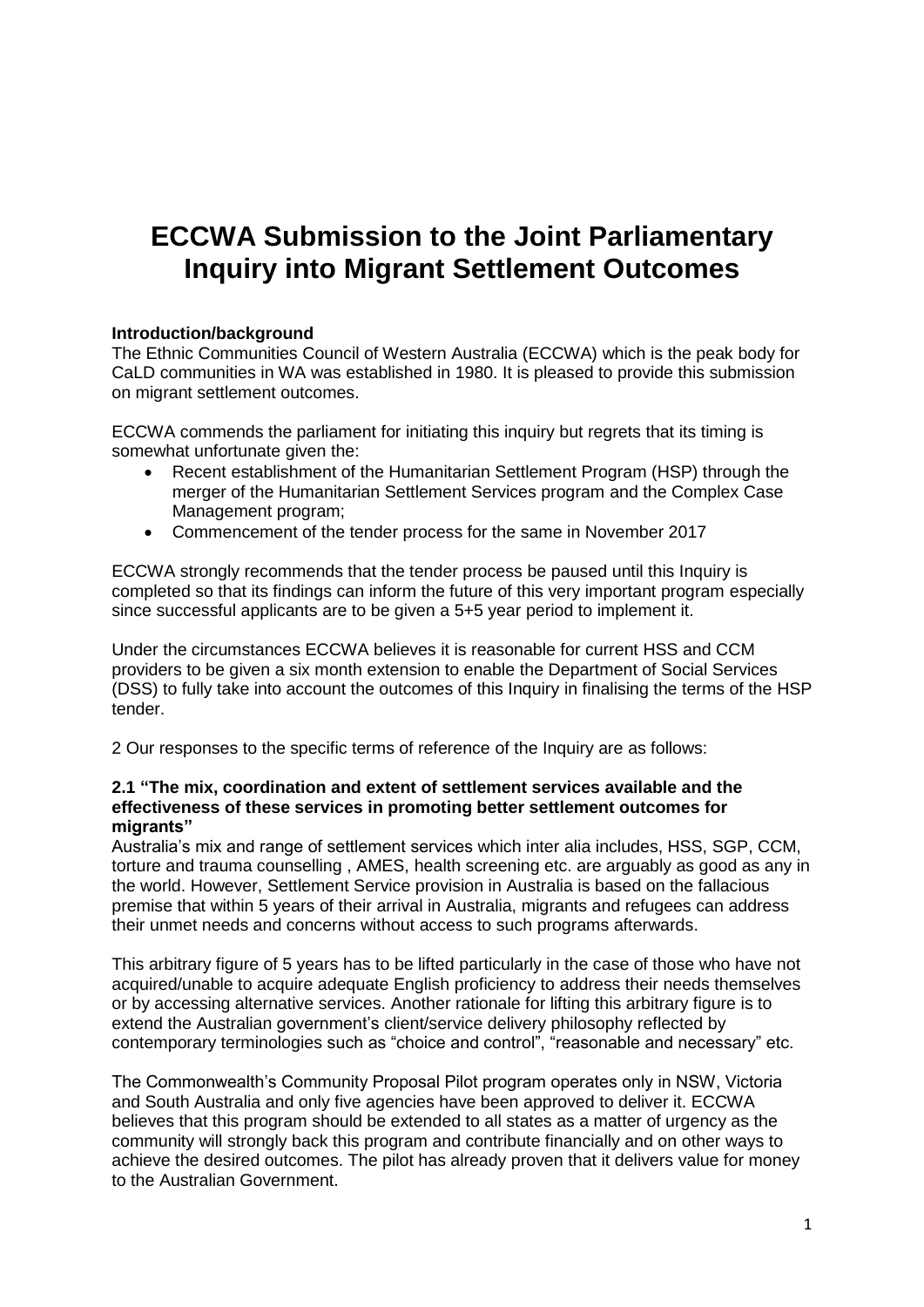# ECCWA Submission to the Joint Parliamentary Inquiry into Migrant Settlement Outcomes

**Introduction/background**

The Ethnic Communities Council of Western Australia (ECCWA) which is the peak body for CaLD communities in WA was established in 1980. It is pleased to provide this submission on migrant settlement outcomes.

ECCWA commends the parliament for initiating this inquiry but regrets that its timing is somewhat unfortunate given the:

- Recent establishment of the Humanitarian Settlement Program (HSP) through the merger of the Humanitarian Settlement Services program and the Complex Case Management program;
- Commencement of the tender process for the same in November 2017

ECCWA strongly recommends that the tender process be paused until this Inquiry is completed so that its findings can inform the future of this very important program especially since successful applicants are to be given a 5+5 year period to implement it.

Under the circumstances ECCWA believes it is reasonable for current HSS and CCM providers to be given a six month extension to enable the Department of Social Services (DSS) to fully take into account the outcomes of this Inquiry in finalising the terms of the HSP tender.

2 Our responses to the specific terms of reference of the Inquiry are as follows:

**2.1 "The mix, coordination and extent of settlement services available and the effectiveness of these services in promoting better settlement outcomes for migrants"**

Australia's mix and range of settlement services which inter alia includes, HSS, SGP, CCM, torture and trauma counselling , AMES, health screening etc. are arguably as good as any in the world. However, Settlement Service provision in Australia is based on the fallacious premise that within 5 years of their arrival in Australia, migrants and refugees can address their unmet needs and concerns without access to such programs afterwards.

This arbitrary figure of 5 years has to be lifted particularly in the case of those who have not acquired/unable to acquire adequate English proficiency to address their needs themselves or by accessing alternative services. Another rationale for lifting this arbitrary figure is to extend the Australian government's client/service delivery philosophy reflected by contemporary terminologies such as "choice and control", "reasonable and necessary" etc.

The Commonwealth's Community Proposal Pilot program operates only in NSW, Victoria and South Australia and only five agencies have been approved to deliver it. ECCWA believes that this program should be extended to all states as a matter of urgency as the community will strongly back this program and contribute financially and on other ways to achieve the desired outcomes. The pilot has already proven that it delivers value for money to the Australian Government.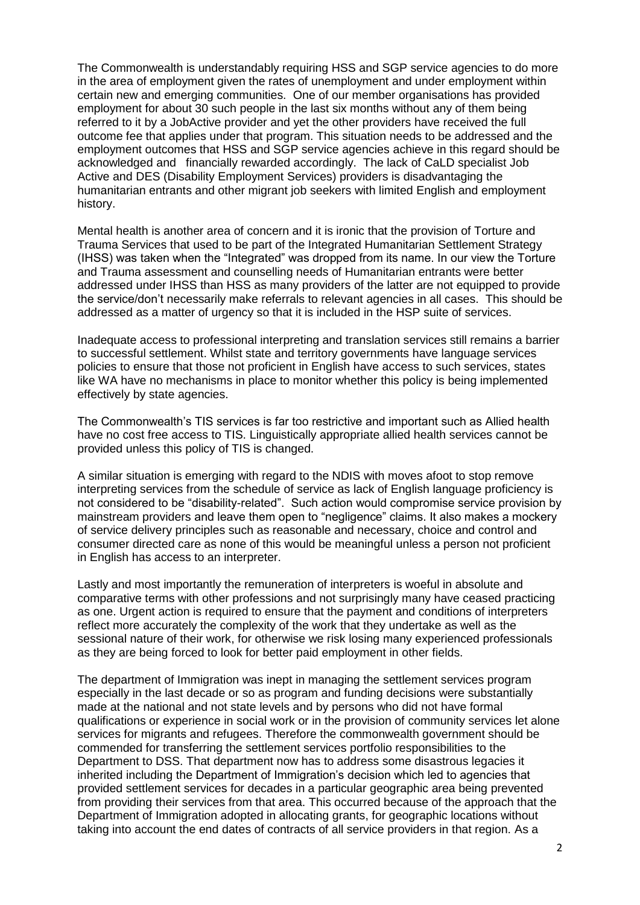The Commonwealth is understandably requiring HSS and SGP service agencies to do more in the area of employment given the rates of unemployment and under employment within certain new and emerging communities. One of our member organisations has provided employment for about 30 such people in the last six months without any of them being referred to it by a JobActive provider and yet the other providers have received the full outcome fee that applies under that program. This situation needs to be addressed and the employment outcomes that HSS and SGP service agencies achieve in this regard should be acknowledged and financially rewarded accordingly. The lack of CaLD specialist Job Active and DES (Disability Employment Services) providers is disadvantaging the humanitarian entrants and other migrant job seekers with limited English and employment history.

Mental health is another area of concern and it is ironic that the provision of Torture and Trauma Services that used to be part of the Integrated Humanitarian Settlement Strategy (IHSS) was taken when the "Integrated" was dropped from its name. In our view the Torture and Trauma assessment and counselling needs of Humanitarian entrants were better addressed under IHSS than HSS as many providers of the latter are not equipped to provide the service/don't necessarily make referrals to relevant agencies in all cases. This should be addressed as a matter of urgency so that it is included in the HSP suite of services.

Inadequate access to professional interpreting and translation services still remains a barrier to successful settlement. Whilst state and territory governments have language services policies to ensure that those not proficient in English have access to such services, states like WA have no mechanisms in place to monitor whether this policy is being implemented effectively by state agencies.

The Commonwealth's TIS services is far too restrictive and important such as Allied health have no cost free access to TIS. Linguistically appropriate allied health services cannot be provided unless this policy of TIS is changed.

A similar situation is emerging with regard to the NDIS with moves afoot to stop remove interpreting services from the schedule of service as lack of English language proficiency is not considered to be "disability-related". Such action would compromise service provision by mainstream providers and leave them open to "negligence" claims. It also makes a mockery of service delivery principles such as reasonable and necessary, choice and control and consumer directed care as none of this would be meaningful unless a person not proficient in English has access to an interpreter.

Lastly and most importantly the remuneration of interpreters is woeful in absolute and comparative terms with other professions and not surprisingly many have ceased practicing as one. Urgent action is required to ensure that the payment and conditions of interpreters reflect more accurately the complexity of the work that they undertake as well as the sessional nature of their work, for otherwise we risk losing many experienced professionals as they are being forced to look for better paid employment in other fields.

The department of Immigration was inept in managing the settlement services program especially in the last decade or so as program and funding decisions were substantially made at the national and not state levels and by persons who did not have formal qualifications or experience in social work or in the provision of community services let alone services for migrants and refugees. Therefore the commonwealth government should be commended for transferring the settlement services portfolio responsibilities to the Department to DSS. That department now has to address some disastrous legacies it inherited including the Department of Immigration's decision which led to agencies that provided settlement services for decades in a particular geographic area being prevented from providing their services from that area. This occurred because of the approach that the Department of Immigration adopted in allocating grants, for geographic locations without taking into account the end dates of contracts of all service providers in that region. As a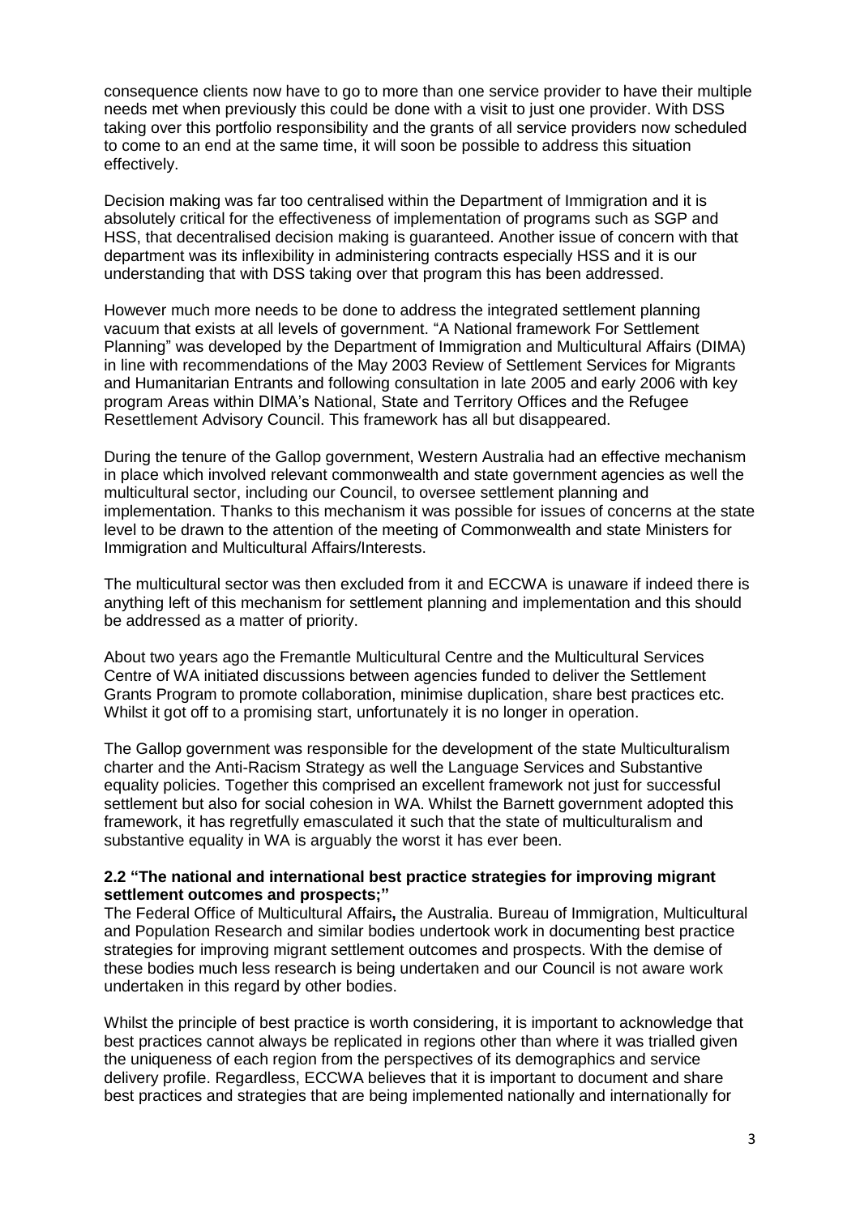consequence clients now have to go to more than one service provider to have their multiple needs met when previously this could be done with a visit to just one provider. With DSS taking over this portfolio responsibility and the grants of all service providers now scheduled to come to an end at the same time, it will soon be possible to address this situation effectively.

Decision making was far too centralised within the Department of Immigration and it is absolutely critical for the effectiveness of implementation of programs such as SGP and HSS, that decentralised decision making is guaranteed. Another issue of concern with that department was its inflexibility in administering contracts especially HSS and it is our understanding that with DSS taking over that program this has been addressed.

However much more needs to be done to address the integrated settlement planning vacuum that exists at all levels of government. "A National framework For Settlement Planning" was developed by the Department of Immigration and Multicultural Affairs (DIMA) in line with recommendations of the May 2003 Review of Settlement Services for Migrants and Humanitarian Entrants and following consultation in late 2005 and early 2006 with key program Areas within DIMA's National, State and Territory Offices and the Refugee Resettlement Advisory Council. This framework has all but disappeared.

During the tenure of the Gallop government, Western Australia had an effective mechanism in place which involved relevant commonwealth and state government agencies as well the multicultural sector, including our Council, to oversee settlement planning and implementation. Thanks to this mechanism it was possible for issues of concerns at the state level to be drawn to the attention of the meeting of Commonwealth and state Ministers for Immigration and Multicultural Affairs/Interests.

The multicultural sector was then excluded from it and ECCWA is unaware if indeed there is anything left of this mechanism for settlement planning and implementation and this should be addressed as a matter of priority.

About two years ago the Fremantle Multicultural Centre and the Multicultural Services Centre of WA initiated discussions between agencies funded to deliver the Settlement Grants Program to promote collaboration, minimise duplication, share best practices etc. Whilst it got off to a promising start, unfortunately it is no longer in operation.

The Gallop government was responsible for the development of the state Multiculturalism charter and the Anti-Racism Strategy as well the Language Services and Substantive equality policies. Together this comprised an excellent framework not just for successful settlement but also for social cohesion in WA. Whilst the Barnett government adopted this framework, it has regretfully emasculated it such that the state of multiculturalism and substantive equality in WA is arguably the worst it has ever been.

**2.2 "The national and international best practice strategies for improving migrant settlement outcomes and prospects;"**

The Federal Office of Multicultural Affairs**,** the Australia. Bureau of Immigration, Multicultural and Population Research and similar bodies undertook work in documenting best practice strategies for improving migrant settlement outcomes and prospects. With the demise of these bodies much less research is being undertaken and our Council is not aware work undertaken in this regard by other bodies.

Whilst the principle of best practice is worth considering, it is important to acknowledge that best practices cannot always be replicated in regions other than where it was trialled given the uniqueness of each region from the perspectives of its demographics and service delivery profile. Regardless, ECCWA believes that it is important to document and share best practices and strategies that are being implemented nationally and internationally for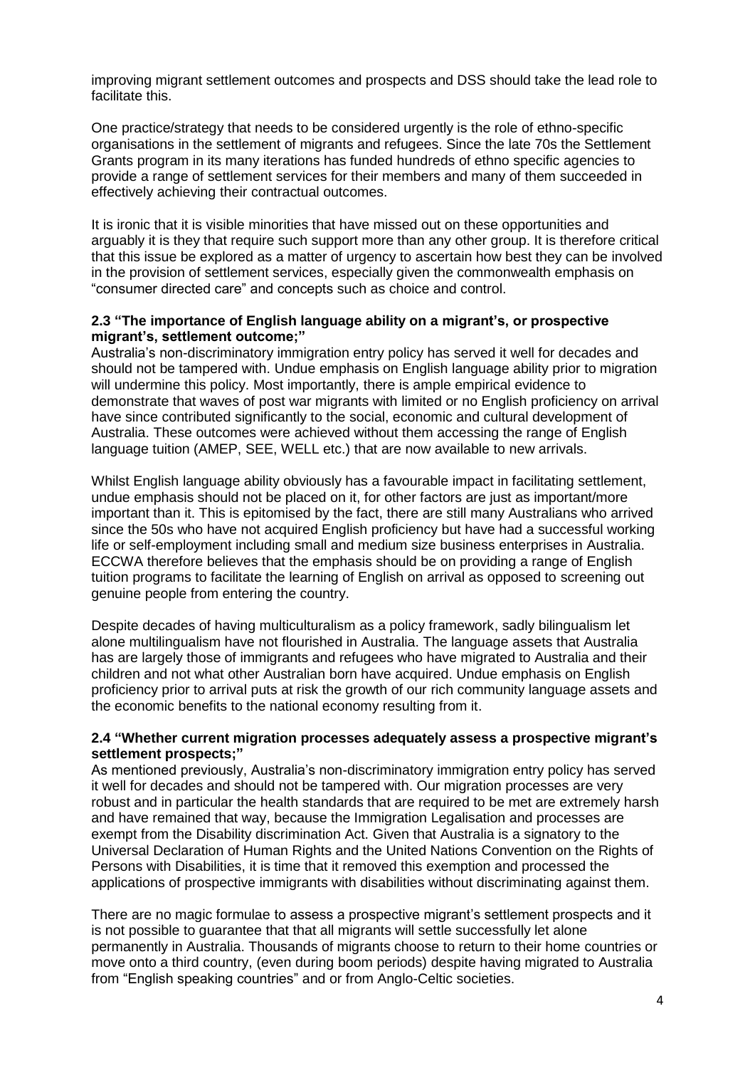improving migrant settlement outcomes and prospects and DSS should take the lead role to facilitate this.

One practice/strategy that needs to be considered urgently is the role of ethno-specific organisations in the settlement of migrants and refugees. Since the late 70s the Settlement Grants program in its many iterations has funded hundreds of ethno specific agencies to provide a range of settlement services for their members and many of them succeeded in effectively achieving their contractual outcomes.

It is ironic that it is visible minorities that have missed out on these opportunities and arguably it is they that require such support more than any other group. It is therefore critical that this issue be explored as a matter of urgency to ascertain how best they can be involved in the provision of settlement services, especially given the commonwealth emphasis on "consumer directed care" and concepts such as choice and control.

### 2.3 "The importance of English language ability on a migrant's, or prospective migrant's, settlement outcome;"

Australia's non-discriminatory immigration entry policy has served it well for decades and should not be tampered with. Undue emphasis on English language ability prior to migration will undermine this policy. Most importantly, there is ample empirical evidence to demonstrate that waves of post war migrants with limited or no English proficiency on arrival have since contributed significantly to the social, economic and cultural development of Australia. These outcomes were achieved without them accessing the range of English language tuition (AMEP, SEE, WELL etc.) that are now available to new arrivals.

Whilst English language ability obviously has a favourable impact in facilitating settlement, undue emphasis should not be placed on it, for other factors are just as important/more important than it. This is epitomised by the fact, there are still many Australians who arrived since the 50s who have not acquired English proficiency but have had a successful working life or self-employment including small and medium size business enterprises in Australia. ECCWA therefore believes that the emphasis should be on providing a range of English tuition programs to facilitate the learning of English on arrival as opposed to screening out genuine people from entering the country.

Despite decades of having multiculturalism as a policy framework, sadly bilingualism let alone multilingualism have not flourished in Australia. The language assets that Australia has are largely those of immigrants and refugees who have migrated to Australia and their children and not what other Australian born have acquired. Undue emphasis on English proficiency prior to arrival puts at risk the growth of our rich community language assets and the economic benefits to the national economy resulting from it.

### 2.4 "Whether current migration processes adequately assess a prospective migrant's settlement prospects;"

As mentioned previously, Australia's non-discriminatory immigration entry policy has served it well for decades and should not be tampered with. Our migration processes are very robust and in particular the health standards that are required to be met are extremely harsh and have remained that way, because the Immigration Legalisation and processes are exempt from the Disability discrimination Act. Given that Australia is a signatory to the Universal Declaration of Human Rights and the United Nations Convention on the Rights of Persons with Disabilities, it is time that it removed this exemption and processed the applications of prospective immigrants with disabilities without discriminating against them.

There are no magic formulae to assess a prospective migrant's settlement prospects and it is not possible to guarantee that that all migrants will settle successfully let alone permanently in Australia. Thousands of migrants choose to return to their home countries or move onto a third country, (even during boom periods) despite having migrated to Australia from "English speaking countries" and or from Anglo-Celtic societies.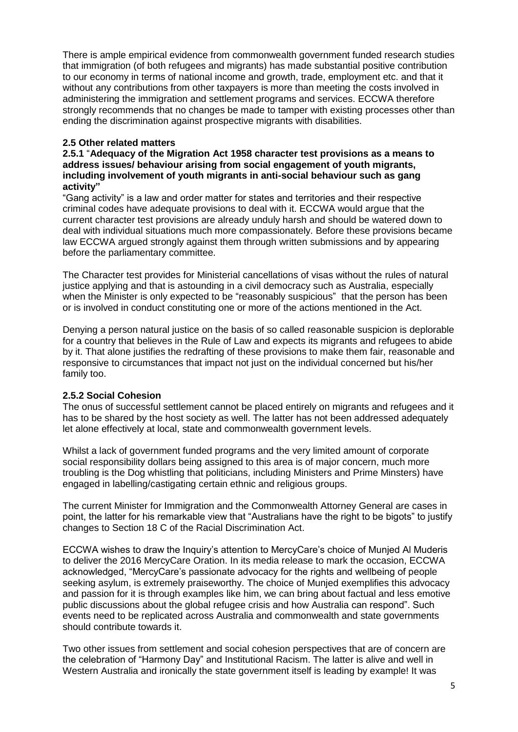There is ample empirical evidence from commonwealth government funded research studies that immigration (of both refugees and migrants) has made substantial positive contribution to our economy in terms of national income and growth, trade, employment etc. and that it without any contributions from other taxpayers is more than meeting the costs involved in administering the immigration and settlement programs and services. ECCWA therefore strongly recommends that no changes be made to tamper with existing processes other than ending the discrimination against prospective migrants with disabilities.

### 2.5 Other related matters

#### 2.5.1 "Adequacy of the Migration Act 1958 character test provisions as a means to address issues/ behaviour arising from social engagement of youth migrants, including involvement of youth migrants in anti-social behaviour such as gang activity"

"Gang activity" is a law and order matter for states and territories and their respective criminal codes have adequate provisions to deal with it. ECCWA would argue that the current character test provisions are already unduly harsh and should be watered down to deal with individual situations much more compassionately. Before these provisions became law ECCWA argued strongly against them through written submissions and by appearing before the parliamentary committee.

The Character test provides for Ministerial cancellations of visas without the rules of natural justice applying and that is astounding in a civil democracy such as Australia, especially when the Minister is only expected to be "reasonably suspicious" that the person has been or is involved in conduct constituting one or more of the actions mentioned in the Act.

Denying a person natural justice on the basis of so called reasonable suspicion is deplorable for a country that believes in the Rule of Law and expects its migrants and refugees to abide by it. That alone justifies the redrafting of these provisions to make them fair, reasonable and responsive to circumstances that impact not just on the individual concerned but his/her family too.

#### 2.5.2 Social Cohesion

The onus of successful settlement cannot be placed entirely on migrants and refugees and it has to be shared by the host society as well. The latter has not been addressed adequately let alone effectively at local, state and commonwealth government levels.

Whilst a lack of government funded programs and the very limited amount of corporate social responsibility dollars being assigned to this area is of major concern, much more troubling is the Dog whistling that politicians, including Ministers and Prime Minsters) have engaged in labelling/castigating certain ethnic and religious groups.

The current Minister for Immigration and the Commonwealth Attorney General are cases in point, the latter for his remarkable view that "Australians have the right to be bigots" to justify changes to Section 18 C of the Racial Discrimination Act.

ECCWA wishes to draw the Inquiry's attention to MercyCare's choice of Munjed Al Muderis to deliver the 2016 MercyCare Oration. In its media release to mark the occasion, ECCWA acknowledged, "MercyCare's passionate advocacy for the rights and wellbeing of people seeking asylum, is extremely praiseworthy. The choice of Munjed exemplifies this advocacy and passion for it is through examples like him, we can bring about factual and less emotive public discussions about the global refugee crisis and how Australia can respond". Such events need to be replicated across Australia and commonwealth and state governments should contribute towards it.

Two other issues from settlement and social cohesion perspectives that are of concern are the celebration of "Harmony Day" and Institutional Racism. The latter is alive and well in Western Australia and ironically the state government itself is leading by example! It was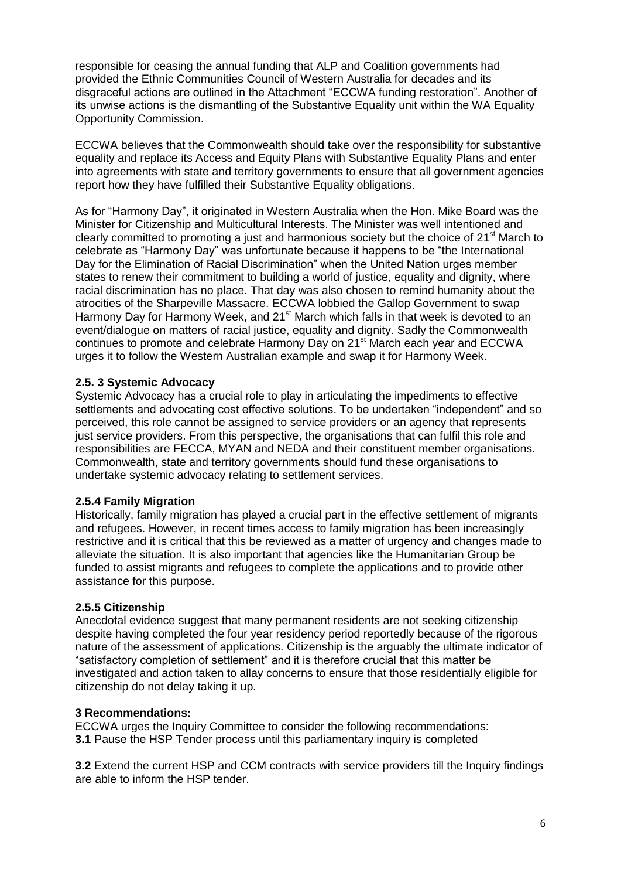responsible for ceasing the annual funding that ALP and Coalition governments had provided the Ethnic Communities Council of Western Australia for decades and its disgraceful actions are outlined in the Attachment "ECCWA funding restoration". Another of its unwise actions is the dismantling of the Substantive Equality unit within the WA Equality Opportunity Commission.

ECCWA believes that the Commonwealth should take over the responsibility for substantive equality and replace its Access and Equity Plans with Substantive Equality Plans and enter into agreements with state and territory governments to ensure that all government agencies report how they have fulfilled their Substantive Equality obligations.

As for "Harmony Day", it originated in Western Australia when the Hon. Mike Board was the Minister for Citizenship and Multicultural Interests. The Minister was well intentioned and clearly committed to promoting a just and harmonious society but the choice of 21st March to celebrate as "Harmony Day" was unfortunate because it happens to be "the International Day for the Elimination of Racial Discrimination" when the United Nation urges member states to renew their commitment to building a world of justice, equality and dignity, where racial discrimination has no place. That day was also chosen to remind humanity about the atrocities of the Sharpeville Massacre. ECCWA lobbied the Gallop Government to swap Harmony Day for Harmony Week, and 21st March which falls in that week is devoted to an event/dialogue on matters of racial justice, equality and dignity. Sadly the Commonwealth continues to promote and celebrate Harmony Day on 21st March each year and ECCWA urges it to follow the Western Australian example and swap it for Harmony Week.

### 2.5. 3 Systemic Advocacy

Systemic Advocacy has a crucial role to play in articulating the impediments to effective settlements and advocating cost effective solutions. To be undertaken "independent" and so perceived, this role cannot be assigned to service providers or an agency that represents just service providers. From this perspective, the organisations that can fulfil this role and responsibilities are FECCA, MYAN and NEDA and their constituent member organisations. Commonwealth, state and territory governments should fund these organisations to undertake systemic advocacy relating to settlement services.

### 2.5.4 Family Migration

Historically, family migration has played a crucial part in the effective settlement of migrants and refugees. However, in recent times access to family migration has been increasingly restrictive and it is critical that this be reviewed as a matter of urgency and changes made to alleviate the situation. It is also important that agencies like the Humanitarian Group be funded to assist migrants and refugees to complete the applications and to provide other assistance for this purpose.

### 2.5.5 Citizenship

Anecdotal evidence suggest that many permanent residents are not seeking citizenship despite having completed the four year residency period reportedly because of the rigorous nature of the assessment of applications. Citizenship is the arguably the ultimate indicator of "satisfactory completion of settlement" and it is therefore crucial that this matter be investigated and action taken to allay concerns to ensure that those residentially eligible for citizenship do not delay taking it up.

## 3 Recommendations:

ECCWA urges the Inquiry Committee to consider the following recommendations:

**3.1** Pause the HSP Tender process until this parliamentary inquiry is completed

**3.2** Extend the current HSP and CCM contracts with service providers till the Inquiry findings are able to inform the HSP tender.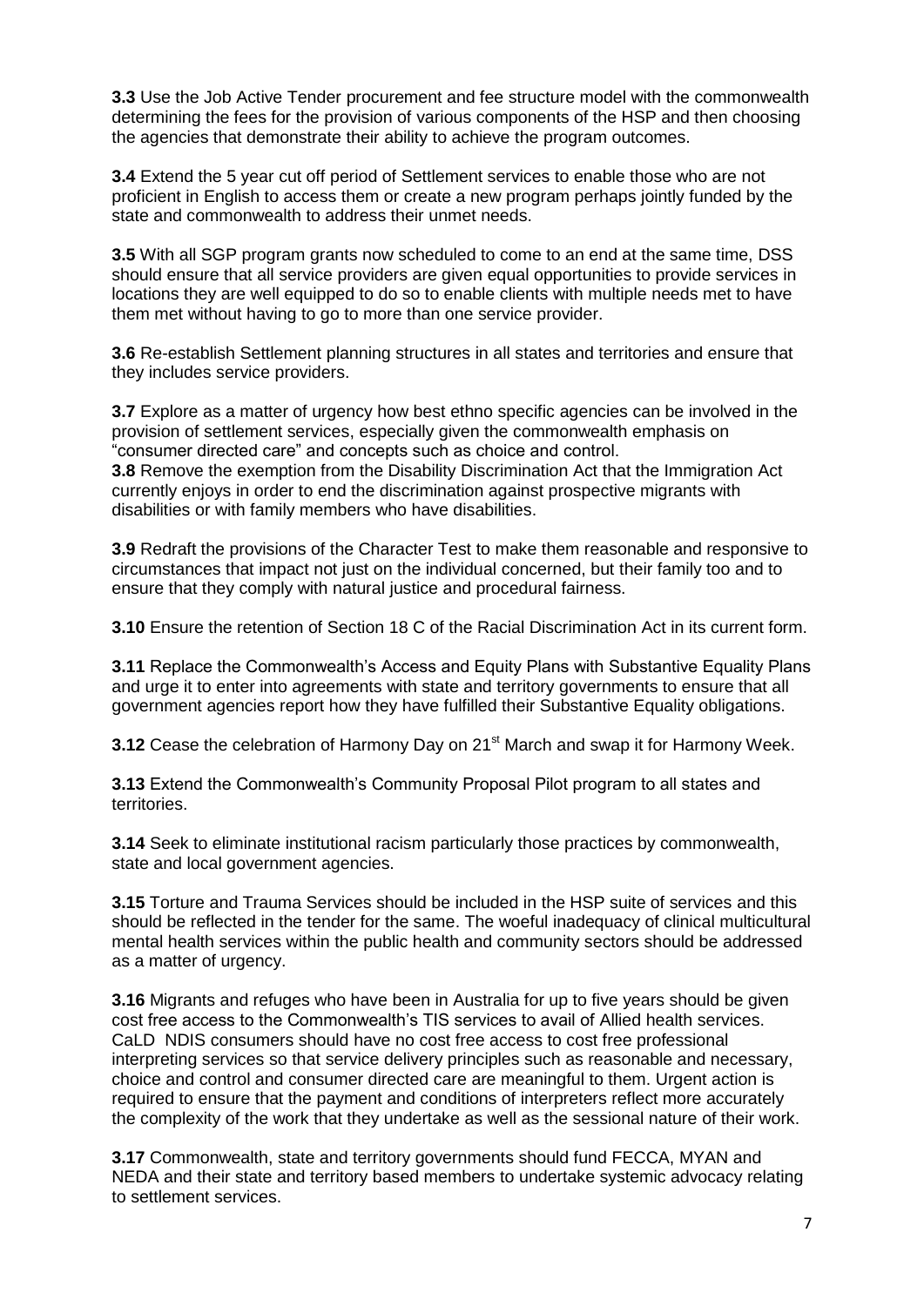**3.3** Use the Job Active Tender procurement and fee structure model with the commonwealth determining the fees for the provision of various components of the HSP and then choosing the agencies that demonstrate their ability to achieve the program outcomes.

**3.4** Extend the 5 year cut off period of Settlement services to enable those who are not proficient in English to access them or create a new program perhaps jointly funded by the state and commonwealth to address their unmet needs.

**3.5** With all SGP program grants now scheduled to come to an end at the same time, DSS should ensure that all service providers are given equal opportunities to provide services in locations they are well equipped to do so to enable clients with multiple needs met to have them met without having to go to more than one service provider.

**3.6** Re-establish Settlement planning structures in all states and territories and ensure that they includes service providers.

**3.7** Explore as a matter of urgency how best ethno specific agencies can be involved in the provision of settlement services, especially given the commonwealth emphasis on "consumer directed care" and concepts such as choice and control.

**3.8** Remove the exemption from the Disability Discrimination Act that the Immigration Act currently enjoys in order to end the discrimination against prospective migrants with disabilities or with family members who have disabilities.

**3.9** Redraft the provisions of the Character Test to make them reasonable and responsive to circumstances that impact not just on the individual concerned, but their family too and to ensure that they comply with natural justice and procedural fairness.

**3.10** Ensure the retention of Section 18 C of the Racial Discrimination Act in its current form.

**3.11** Replace the Commonwealth's Access and Equity Plans with Substantive Equality Plans and urge it to enter into agreements with state and territory governments to ensure that all government agencies report how they have fulfilled their Substantive Equality obligations.

**3.12** Cease the celebration of Harmony Day on 21st March and swap it for Harmony Week.

**3.13** Extend the Commonwealth's Community Proposal Pilot program to all states and territories.

**3.14** Seek to eliminate institutional racism particularly those practices by commonwealth, state and local government agencies.

**3.15** Torture and Trauma Services should be included in the HSP suite of services and this should be reflected in the tender for the same. The woeful inadequacy of clinical multicultural mental health services within the public health and community sectors should be addressed as a matter of urgency.

**3.16** Migrants and refuges who have been in Australia for up to five years should be given cost free access to the Commonwealth's TIS services to avail of Allied health services. CaLD NDIS consumers should have no cost free access to cost free professional interpreting services so that service delivery principles such as reasonable and necessary, choice and control and consumer directed care are meaningful to them. Urgent action is required to ensure that the payment and conditions of interpreters reflect more accurately the complexity of the work that they undertake as well as the sessional nature of their work.

**3.17** Commonwealth, state and territory governments should fund FECCA, MYAN and NEDA and their state and territory based members to undertake systemic advocacy relating to settlement services.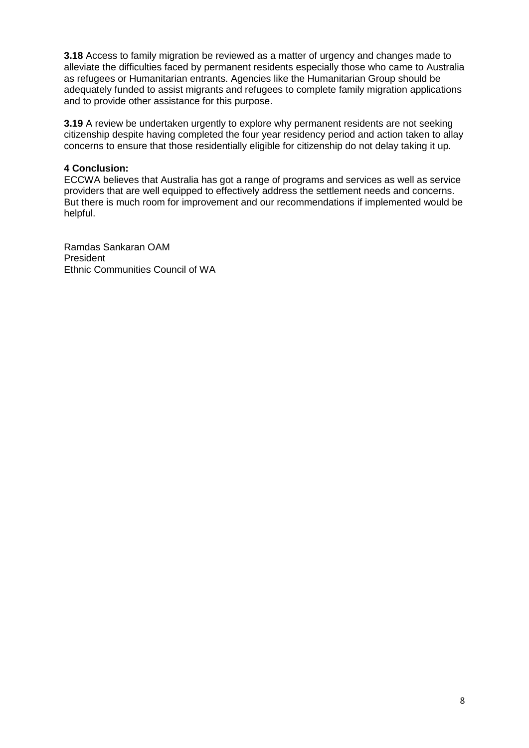**3.18** Access to family migration be reviewed as a matter of urgency and changes made to alleviate the difficulties faced by permanent residents especially those who came to Australia as refugees or Humanitarian entrants. Agencies like the Humanitarian Group should be adequately funded to assist migrants and refugees to complete family migration applications and to provide other assistance for this purpose.

**3.19** A review be undertaken urgently to explore why permanent residents are not seeking citizenship despite having completed the four year residency period and action taken to allay concerns to ensure that those residentially eligible for citizenship do not delay taking it up.

**4 Conclusion:**

ECCWA believes that Australia has got a range of programs and services as well as service providers that are well equipped to effectively address the settlement needs and concerns. But there is much room for improvement and our recommendations if implemented would be helpful.

Ramdas Sankaran OAM
President
Ethnic Communities Council of WA